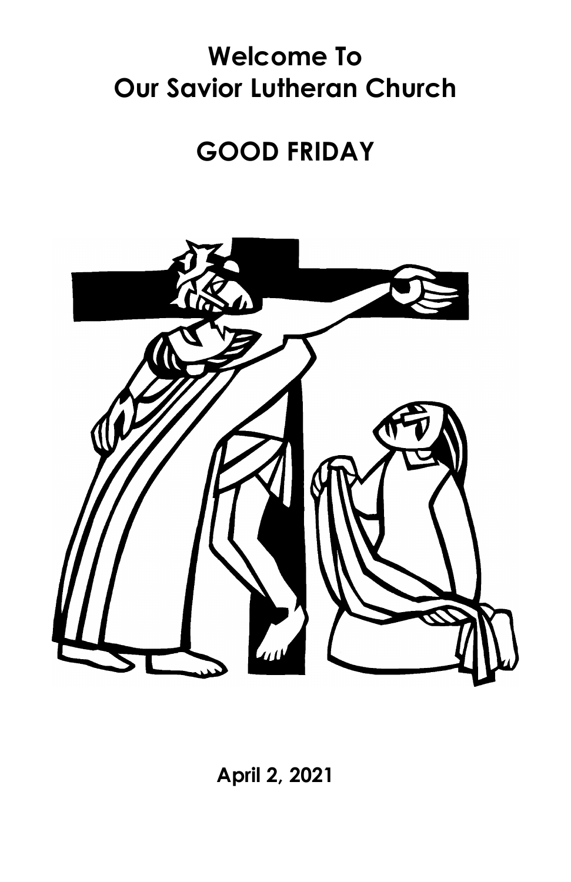# Welcome To
# Our Savior Lutheran Church

## GOOD FRIDAY

**April 2, 2021**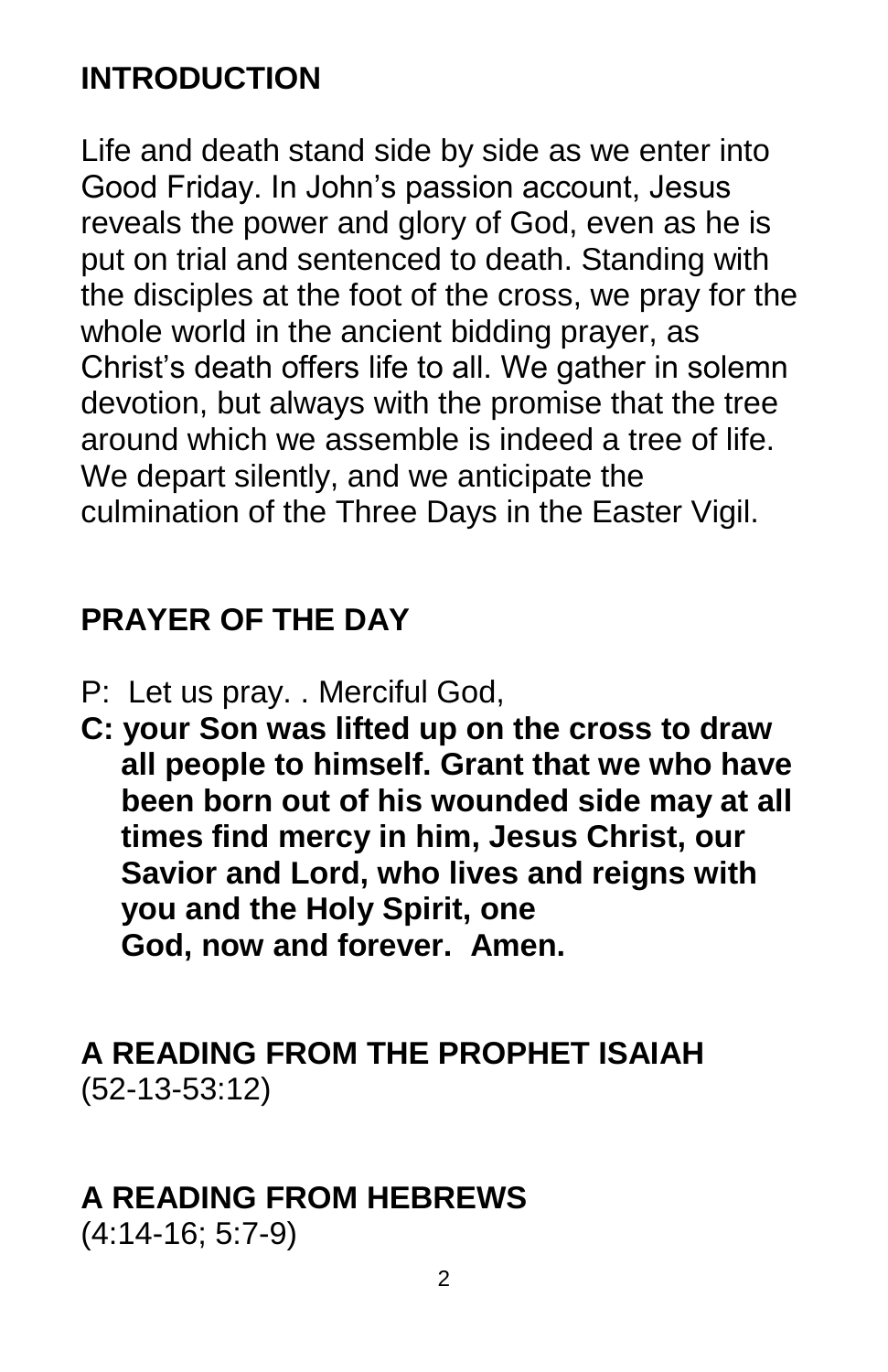## INTRODUCTION

Life and death stand side by side as we enter into Good Friday. In John's passion account, Jesus reveals the power and glory of God, even as he is put on trial and sentenced to death. Standing with the disciples at the foot of the cross, we pray for the whole world in the ancient bidding prayer, as Christ's death offers life to all. We gather in solemn devotion, but always with the promise that the tree around which we assemble is indeed a tree of life. We depart silently, and we anticipate the culmination of the Three Days in the Easter Vigil.

## PRAYER OF THE DAY

P: Let us pray. . Merciful God,

**C: your Son was lifted up on the cross to draw all people to himself. Grant that we who have been born out of his wounded side may at all times find mercy in him, Jesus Christ, our Savior and Lord, who lives and reigns with you and the Holy Spirit, one God, now and forever. Amen.**

## A READING FROM THE PROPHET ISAIAH

(52-13-53:12)

## A READING FROM HEBREWS

(4:14-16; 5:7-9)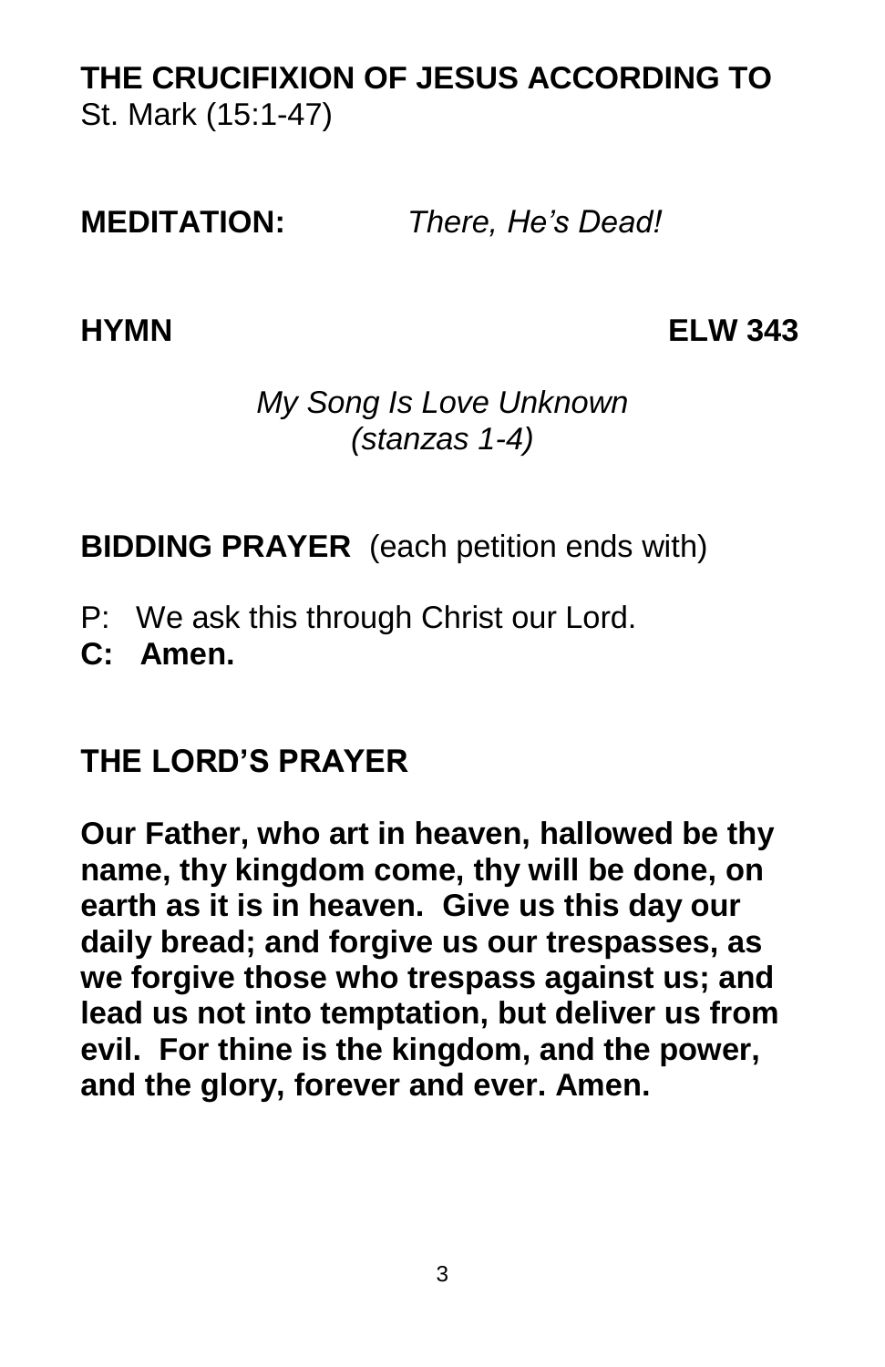**THE CRUCIFIXION OF JESUS ACCORDING TO**
St. Mark (15:1-47)

**MEDITATION:** *There, He's Dead!*

**HYMN** **ELW 343**

*My Song Is Love Unknown*
*(stanzas 1-4)*

**BIDDING PRAYER** (each petition ends with)

P: We ask this through Christ our Lord.
**C: Amen.**

**THE LORD'S PRAYER**

**Our Father, who art in heaven, hallowed be thy name, thy kingdom come, thy will be done, on earth as it is in heaven. Give us this day our daily bread; and forgive us our trespasses, as we forgive those who trespass against us; and lead us not into temptation, but deliver us from evil. For thine is the kingdom, and the power, and the glory, forever and ever. Amen.**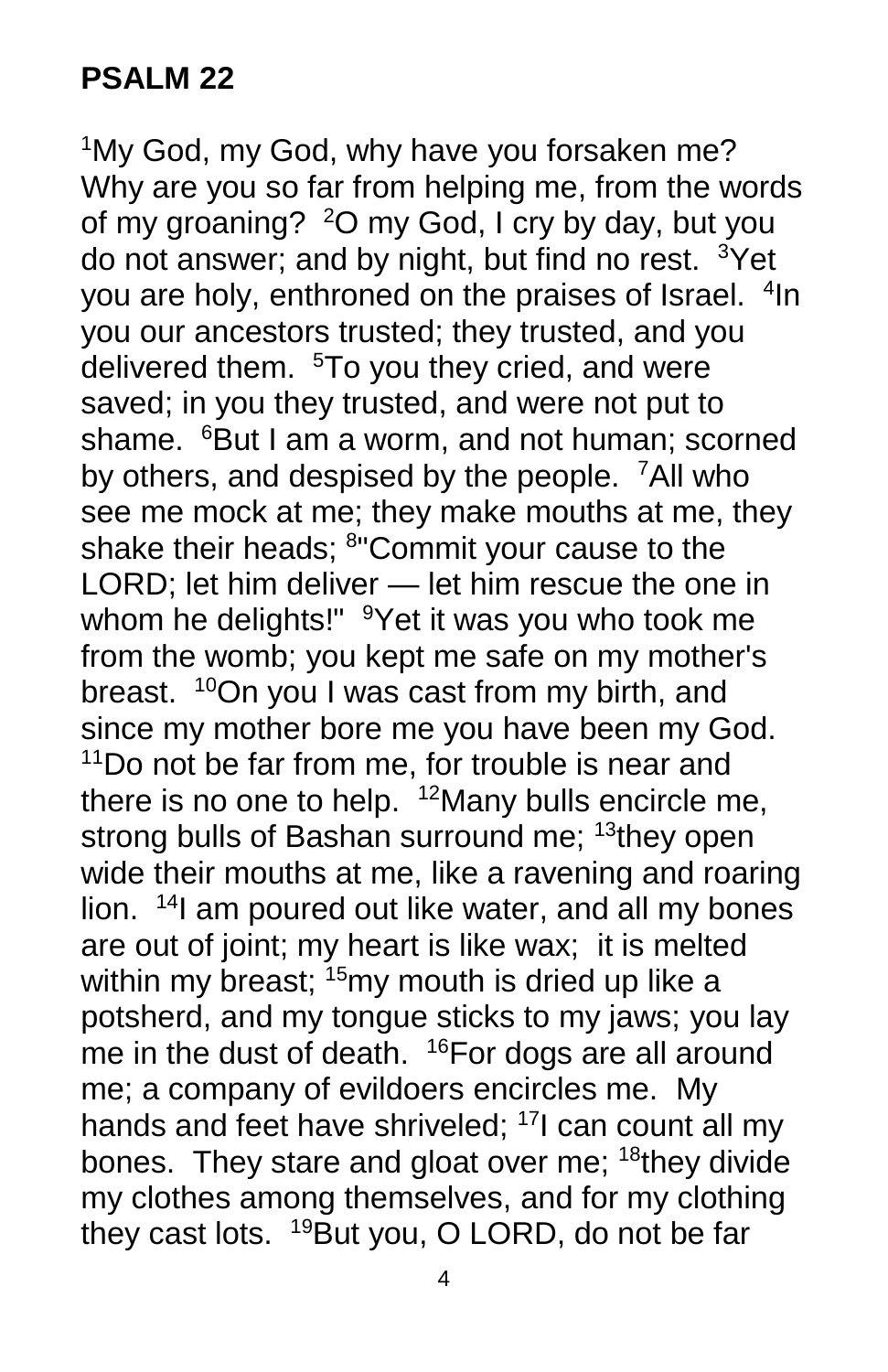## PSALM 22

[1]My God, my God, why have you forsaken me? Why are you so far from helping me, from the words of my groaning? [2]O my God, I cry by day, but you do not answer; and by night, but find no rest. [3]Yet you are holy, enthroned on the praises of Israel. [4]In you our ancestors trusted; they trusted, and you delivered them. [5]To you they cried, and were saved; in you they trusted, and were not put to shame. [6]But I am a worm, and not human; scorned by others, and despised by the people. [7]All who see me mock at me; they make mouths at me, they shake their heads; [8]"Commit your cause to the LORD; let him deliver — let him rescue the one in whom he delights!" [9]Yet it was you who took me from the womb; you kept me safe on my mother's breast. [10]On you I was cast from my birth, and since my mother bore me you have been my God. [11]Do not be far from me, for trouble is near and there is no one to help. [12]Many bulls encircle me, strong bulls of Bashan surround me; [13]they open wide their mouths at me, like a ravening and roaring lion. [14]I am poured out like water, and all my bones are out of joint; my heart is like wax; it is melted within my breast; [15]my mouth is dried up like a potsherd, and my tongue sticks to my jaws; you lay me in the dust of death. [16]For dogs are all around me; a company of evildoers encircles me. My hands and feet have shriveled; [17]I can count all my bones. They stare and gloat over me; [18]they divide my clothes among themselves, and for my clothing they cast lots. [19]But you, O LORD, do not be far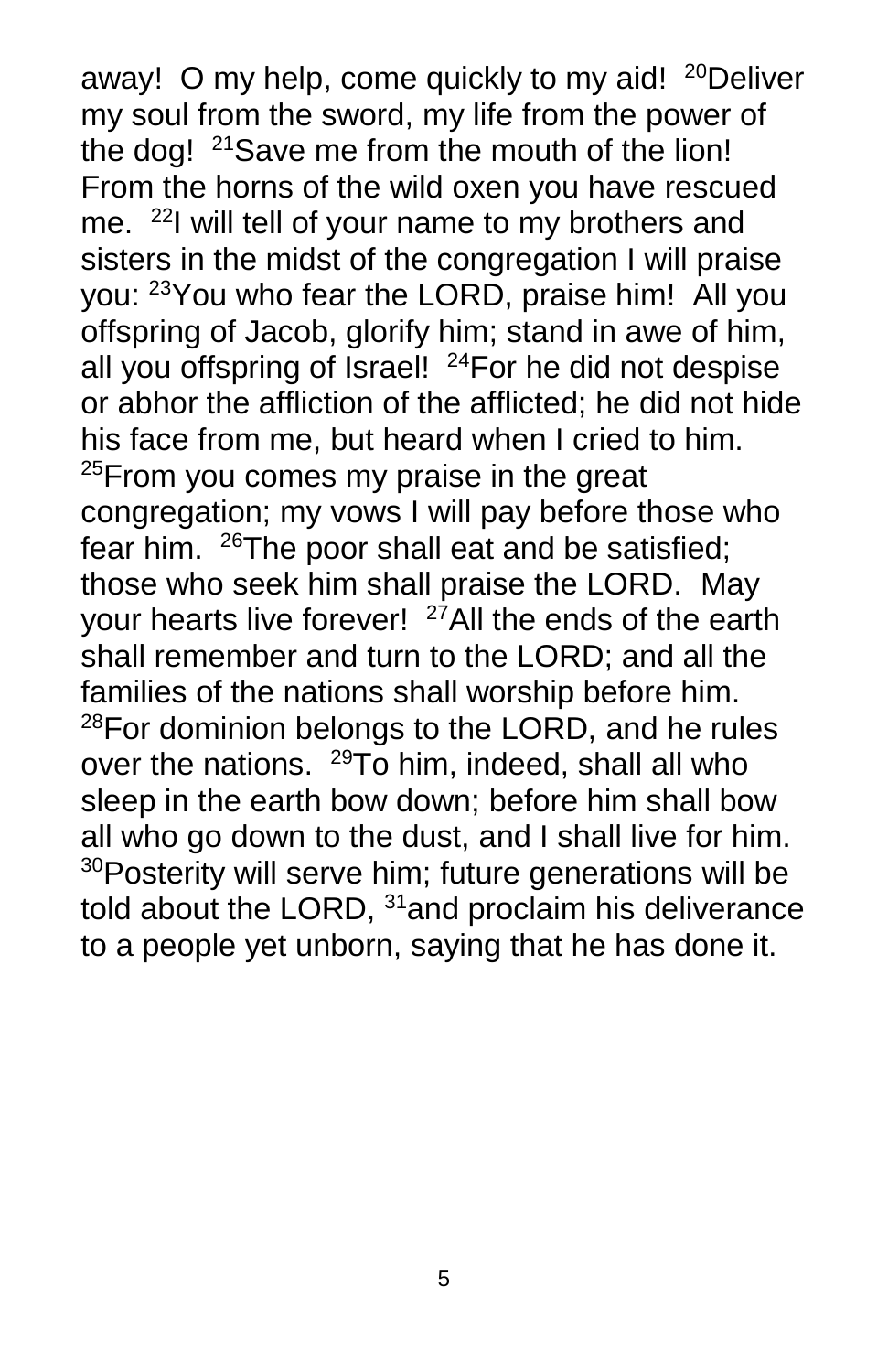away! O my help, come quickly to my aid! [20]Deliver my soul from the sword, my life from the power of the dog! [21]Save me from the mouth of the lion! From the horns of the wild oxen you have rescued me. [22]I will tell of your name to my brothers and sisters in the midst of the congregation I will praise you: [23]You who fear the LORD, praise him! All you offspring of Jacob, glorify him; stand in awe of him, all you offspring of Israel! [24]For he did not despise or abhor the affliction of the afflicted; he did not hide his face from me, but heard when I cried to him. [25]From you comes my praise in the great congregation; my vows I will pay before those who fear him. [26]The poor shall eat and be satisfied; those who seek him shall praise the LORD. May your hearts live forever! [27]All the ends of the earth shall remember and turn to the LORD; and all the families of the nations shall worship before him. [28]For dominion belongs to the LORD, and he rules over the nations. [29]To him, indeed, shall all who sleep in the earth bow down; before him shall bow all who go down to the dust, and I shall live for him. [30]Posterity will serve him; future generations will be told about the LORD, [31]and proclaim his deliverance to a people yet unborn, saying that he has done it.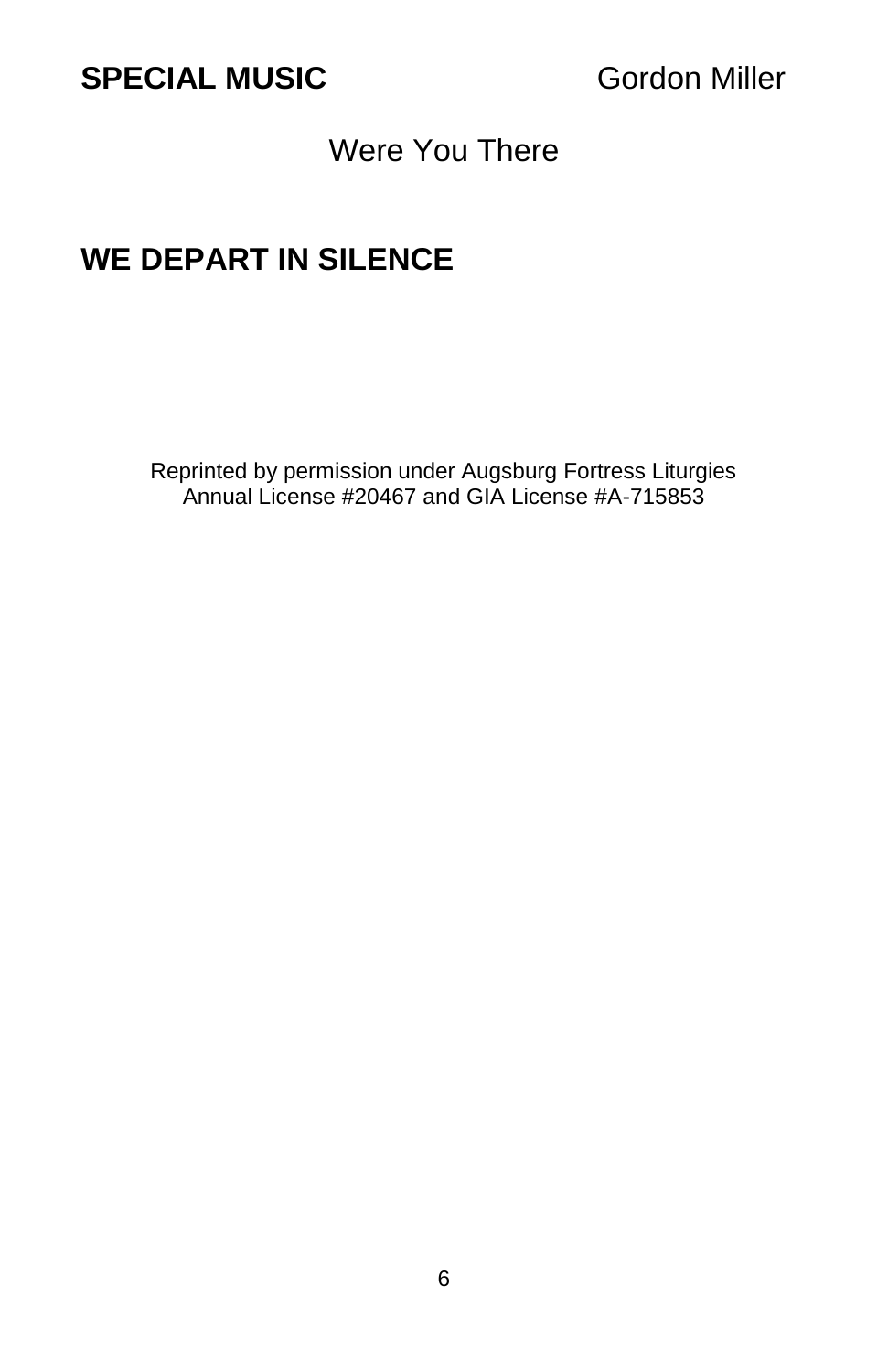**SPECIAL MUSIC** Gordon Miller

Were You There

**WE DEPART IN SILENCE**

Reprinted by permission under Augsburg Fortress Liturgies
Annual License #20467 and GIA License #A-715853